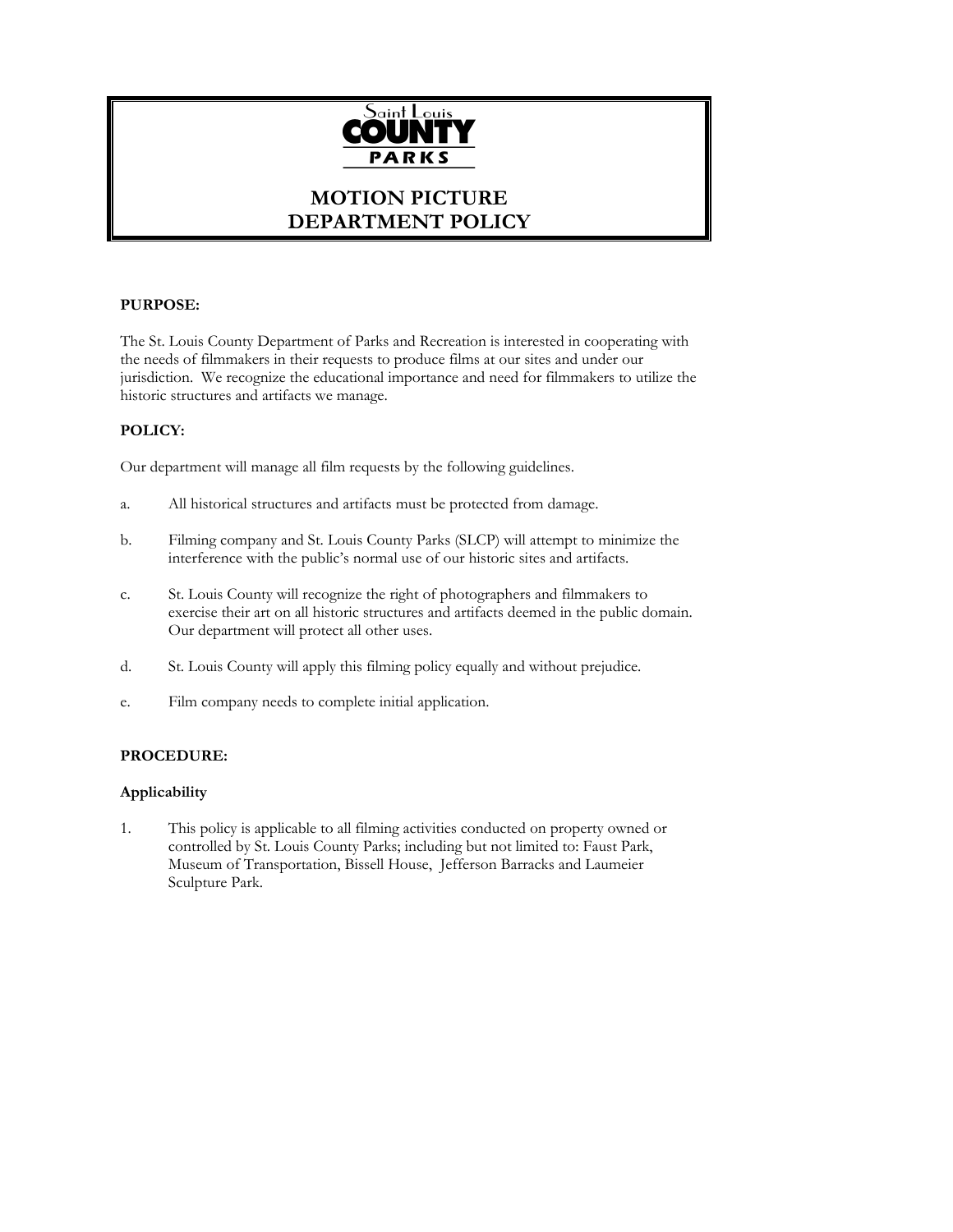Saint Louis COUNTY PARKS

# MOTION PICTURE DEPARTMENT POLICY

**PURPOSE:**

The St. Louis County Department of Parks and Recreation is interested in cooperating with the needs of filmmakers in their requests to produce films at our sites and under our jurisdiction. We recognize the educational importance and need for filmmakers to utilize the historic structures and artifacts we manage.

**POLICY:**

Our department will manage all film requests by the following guidelines.

a. All historical structures and artifacts must be protected from damage.

b. Filming company and St. Louis County Parks (SLCP) will attempt to minimize the interference with the public's normal use of our historic sites and artifacts.

c. St. Louis County will recognize the right of photographers and filmmakers to exercise their art on all historic structures and artifacts deemed in the public domain. Our department will protect all other uses.

d. St. Louis County will apply this filming policy equally and without prejudice.

e. Film company needs to complete initial application.

**PROCEDURE:**

**Applicability**

1. This policy is applicable to all filming activities conducted on property owned or controlled by St. Louis County Parks; including but not limited to: Faust Park, Museum of Transportation, Bissell House, Jefferson Barracks and Laumeier Sculpture Park.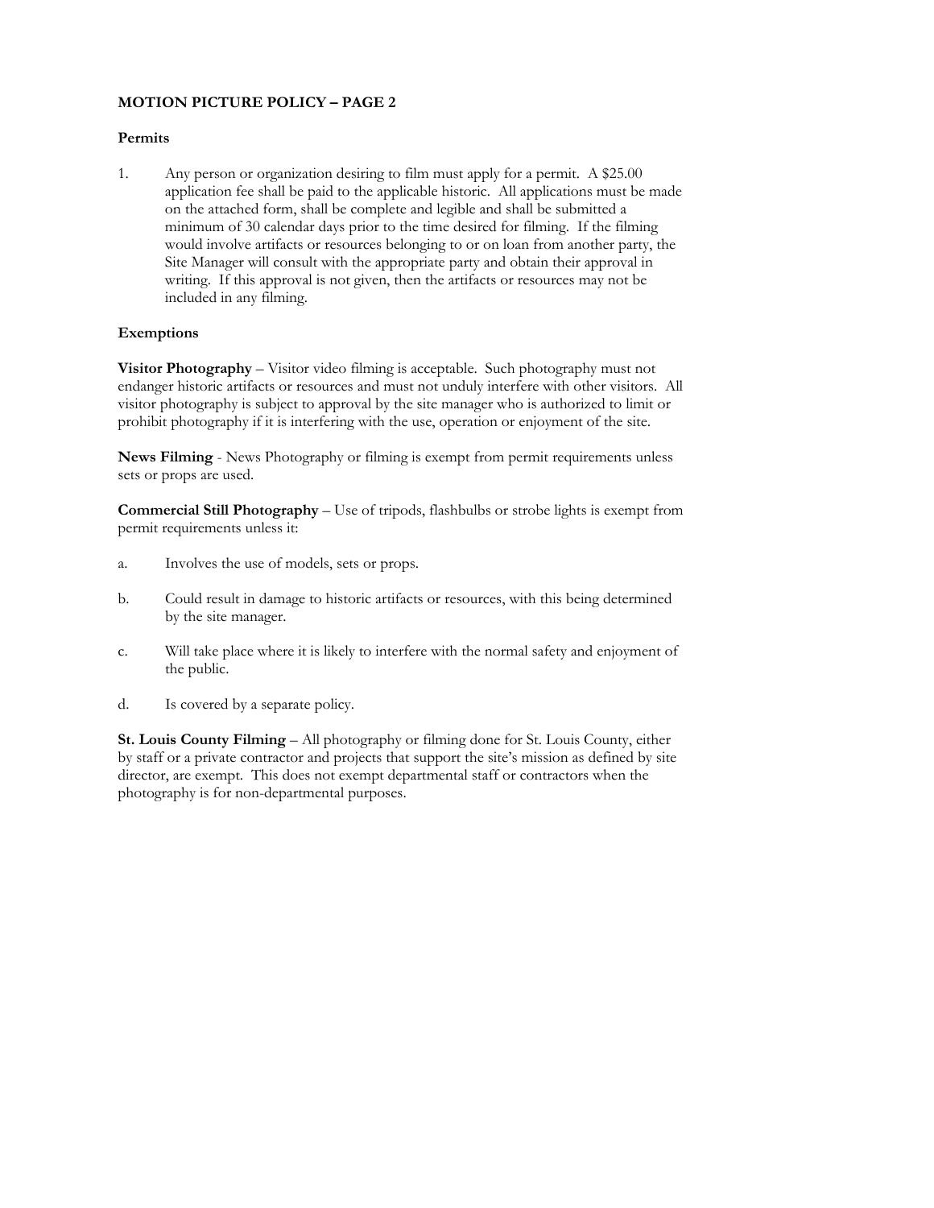**MOTION PICTURE POLICY – PAGE 2**

**Permits**

1. Any person or organization desiring to film must apply for a permit. A $25.00 application fee shall be paid to the applicable historic. All applications must be made on the attached form, shall be complete and legible and shall be submitted a minimum of 30 calendar days prior to the time desired for filming. If the filming would involve artifacts or resources belonging to or on loan from another party, the Site Manager will consult with the appropriate party and obtain their approval in writing. If this approval is not given, then the artifacts or resources may not be included in any filming.

**Exemptions**

**Visitor Photography** – Visitor video filming is acceptable. Such photography must not endanger historic artifacts or resources and must not unduly interfere with other visitors. All visitor photography is subject to approval by the site manager who is authorized to limit or prohibit photography if it is interfering with the use, operation or enjoyment of the site.

**News Filming** - News Photography or filming is exempt from permit requirements unless sets or props are used.

**Commercial Still Photography** – Use of tripods, flashbulbs or strobe lights is exempt from permit requirements unless it:

a. Involves the use of models, sets or props.

b. Could result in damage to historic artifacts or resources, with this being determined by the site manager.

c. Will take place where it is likely to interfere with the normal safety and enjoyment of the public.

d. Is covered by a separate policy.

**St. Louis County Filming** – All photography or filming done for St. Louis County, either by staff or a private contractor and projects that support the site's mission as defined by site director, are exempt. This does not exempt departmental staff or contractors when the photography is for non-departmental purposes.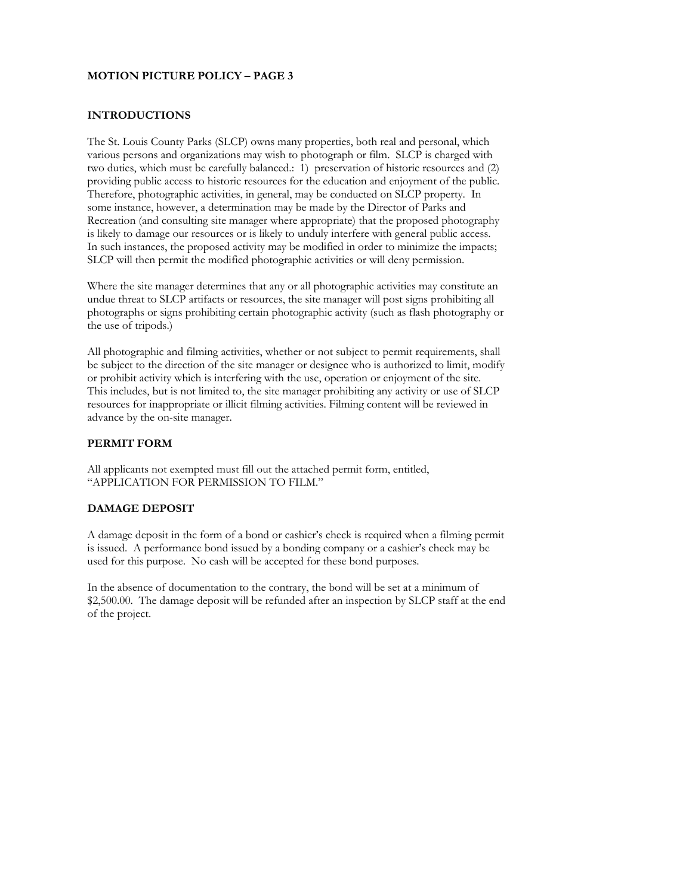**MOTION PICTURE POLICY – PAGE 3**

## INTRODUCTIONS

The St. Louis County Parks (SLCP) owns many properties, both real and personal, which various persons and organizations may wish to photograph or film. SLCP is charged with two duties, which must be carefully balanced.: 1) preservation of historic resources and (2) providing public access to historic resources for the education and enjoyment of the public. Therefore, photographic activities, in general, may be conducted on SLCP property. In some instance, however, a determination may be made by the Director of Parks and Recreation (and consulting site manager where appropriate) that the proposed photography is likely to damage our resources or is likely to unduly interfere with general public access. In such instances, the proposed activity may be modified in order to minimize the impacts; SLCP will then permit the modified photographic activities or will deny permission.

Where the site manager determines that any or all photographic activities may constitute an undue threat to SLCP artifacts or resources, the site manager will post signs prohibiting all photographs or signs prohibiting certain photographic activity (such as flash photography or the use of tripods.)

All photographic and filming activities, whether or not subject to permit requirements, shall be subject to the direction of the site manager or designee who is authorized to limit, modify or prohibit activity which is interfering with the use, operation or enjoyment of the site. This includes, but is not limited to, the site manager prohibiting any activity or use of SLCP resources for inappropriate or illicit filming activities. Filming content will be reviewed in advance by the on-site manager.

## PERMIT FORM

All applicants not exempted must fill out the attached permit form, entitled, "APPLICATION FOR PERMISSION TO FILM."

## DAMAGE DEPOSIT

A damage deposit in the form of a bond or cashier's check is required when a filming permit is issued. A performance bond issued by a bonding company or a cashier's check may be used for this purpose. No cash will be accepted for these bond purposes.

In the absence of documentation to the contrary, the bond will be set at a minimum of $2,500.00. The damage deposit will be refunded after an inspection by SLCP staff at the end of the project.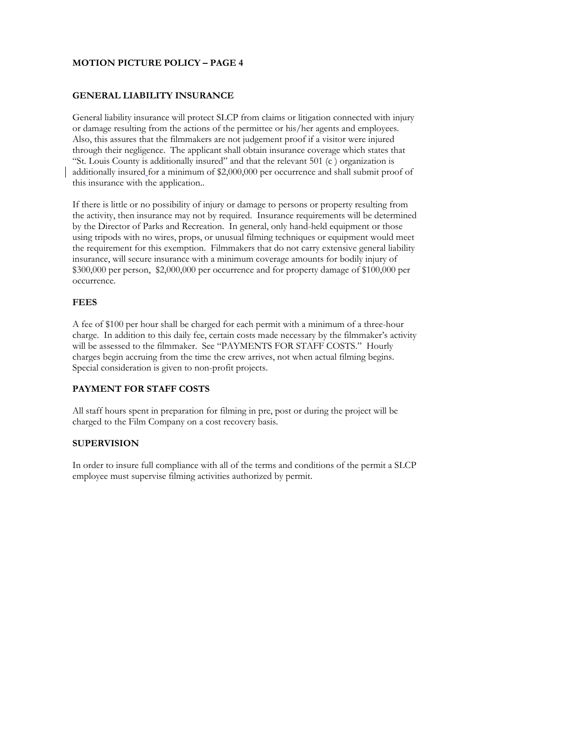**MOTION PICTURE POLICY – PAGE 4**

## GENERAL LIABILITY INSURANCE

General liability insurance will protect SLCP from claims or litigation connected with injury or damage resulting from the actions of the permittee or his/her agents and employees. Also, this assures that the filmmakers are not judgement proof if a visitor were injured through their negligence. The applicant shall obtain insurance coverage which states that "St. Louis County is additionally insured" and that the relevant 501 (c ) organization is additionally insured for a minimum of $2,000,000 per occurrence and shall submit proof of this insurance with the application..

If there is little or no possibility of injury or damage to persons or property resulting from the activity, then insurance may not by required. Insurance requirements will be determined by the Director of Parks and Recreation. In general, only hand-held equipment or those using tripods with no wires, props, or unusual filming techniques or equipment would meet the requirement for this exemption. Filmmakers that do not carry extensive general liability insurance, will secure insurance with a minimum coverage amounts for bodily injury of $300,000 per person, $2,000,000 per occurrence and for property damage of $100,000 per occurrence.

## FEES

A fee of $100 per hour shall be charged for each permit with a minimum of a three-hour charge. In addition to this daily fee, certain costs made necessary by the filmmaker's activity will be assessed to the filmmaker. See "PAYMENTS FOR STAFF COSTS." Hourly charges begin accruing from the time the crew arrives, not when actual filming begins. Special consideration is given to non-profit projects.

## PAYMENT FOR STAFF COSTS

All staff hours spent in preparation for filming in pre, post or during the project will be charged to the Film Company on a cost recovery basis.

## SUPERVISION

In order to insure full compliance with all of the terms and conditions of the permit a SLCP employee must supervise filming activities authorized by permit.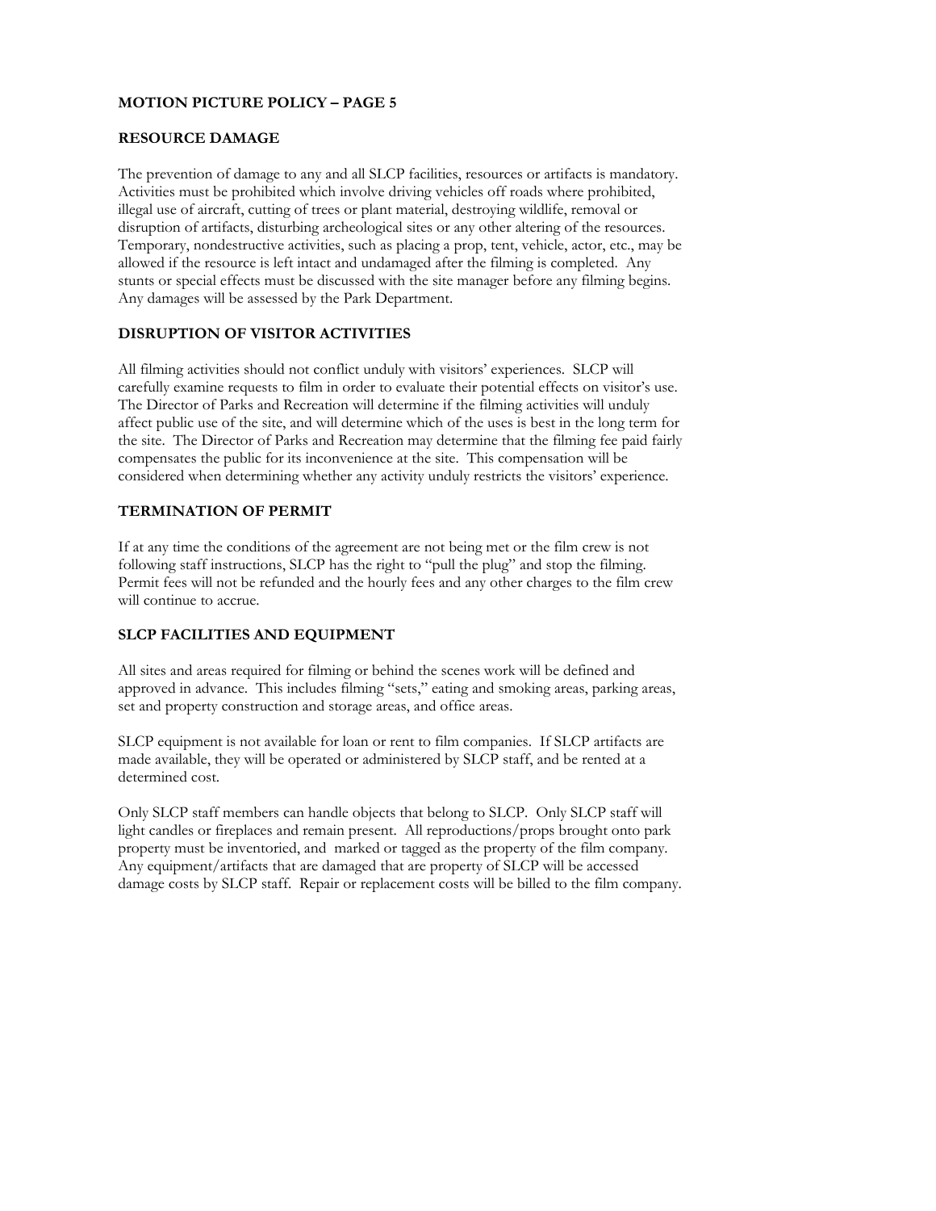**MOTION PICTURE POLICY – PAGE 5**

## RESOURCE DAMAGE

The prevention of damage to any and all SLCP facilities, resources or artifacts is mandatory. Activities must be prohibited which involve driving vehicles off roads where prohibited, illegal use of aircraft, cutting of trees or plant material, destroying wildlife, removal or disruption of artifacts, disturbing archeological sites or any other altering of the resources. Temporary, nondestructive activities, such as placing a prop, tent, vehicle, actor, etc., may be allowed if the resource is left intact and undamaged after the filming is completed. Any stunts or special effects must be discussed with the site manager before any filming begins. Any damages will be assessed by the Park Department.

## DISRUPTION OF VISITOR ACTIVITIES

All filming activities should not conflict unduly with visitors' experiences. SLCP will carefully examine requests to film in order to evaluate their potential effects on visitor's use. The Director of Parks and Recreation will determine if the filming activities will unduly affect public use of the site, and will determine which of the uses is best in the long term for the site. The Director of Parks and Recreation may determine that the filming fee paid fairly compensates the public for its inconvenience at the site. This compensation will be considered when determining whether any activity unduly restricts the visitors' experience.

## TERMINATION OF PERMIT

If at any time the conditions of the agreement are not being met or the film crew is not following staff instructions, SLCP has the right to "pull the plug" and stop the filming. Permit fees will not be refunded and the hourly fees and any other charges to the film crew will continue to accrue.

## SLCP FACILITIES AND EQUIPMENT

All sites and areas required for filming or behind the scenes work will be defined and approved in advance. This includes filming "sets," eating and smoking areas, parking areas, set and property construction and storage areas, and office areas.

SLCP equipment is not available for loan or rent to film companies. If SLCP artifacts are made available, they will be operated or administered by SLCP staff, and be rented at a determined cost.

Only SLCP staff members can handle objects that belong to SLCP. Only SLCP staff will light candles or fireplaces and remain present. All reproductions/props brought onto park property must be inventoried, and marked or tagged as the property of the film company. Any equipment/artifacts that are damaged that are property of SLCP will be accessed damage costs by SLCP staff. Repair or replacement costs will be billed to the film company.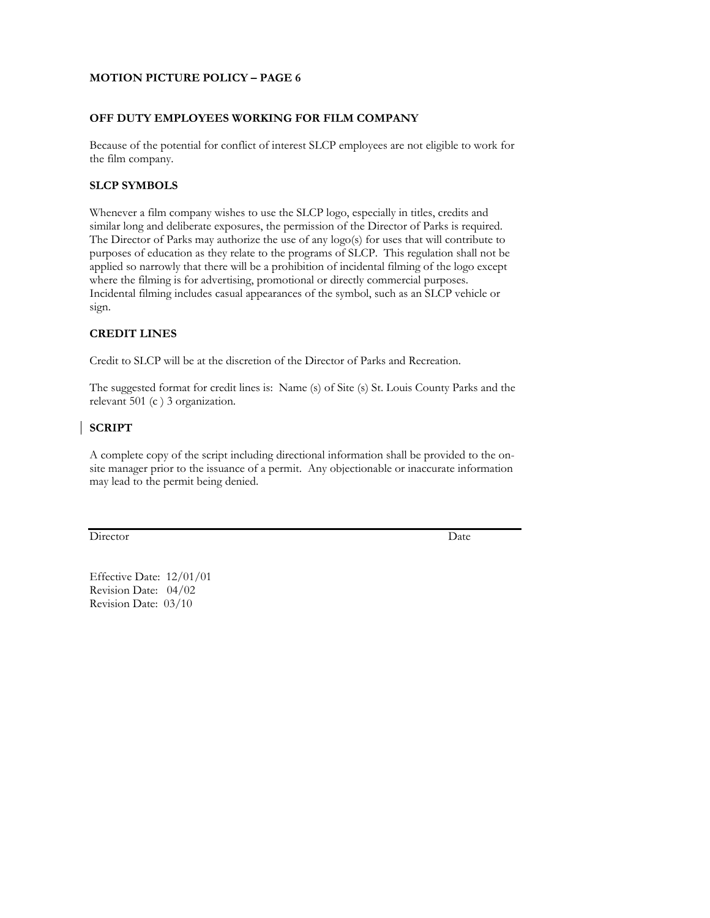**MOTION PICTURE POLICY – PAGE 6**

## OFF DUTY EMPLOYEES WORKING FOR FILM COMPANY

Because of the potential for conflict of interest SLCP employees are not eligible to work for the film company.

## SLCP SYMBOLS

Whenever a film company wishes to use the SLCP logo, especially in titles, credits and similar long and deliberate exposures, the permission of the Director of Parks is required. The Director of Parks may authorize the use of any logo(s) for uses that will contribute to purposes of education as they relate to the programs of SLCP. This regulation shall not be applied so narrowly that there will be a prohibition of incidental filming of the logo except where the filming is for advertising, promotional or directly commercial purposes. Incidental filming includes casual appearances of the symbol, such as an SLCP vehicle or sign.

## CREDIT LINES

Credit to SLCP will be at the discretion of the Director of Parks and Recreation.

The suggested format for credit lines is: Name (s) of Site (s) St. Louis County Parks and the relevant 501 (c ) 3 organization.

## SCRIPT

A complete copy of the script including directional information shall be provided to the on-site manager prior to the issuance of a permit. Any objectionable or inaccurate information may lead to the permit being denied.

---

Director Date

Effective Date: 12/01/01
Revision Date: 04/02
Revision Date: 03/10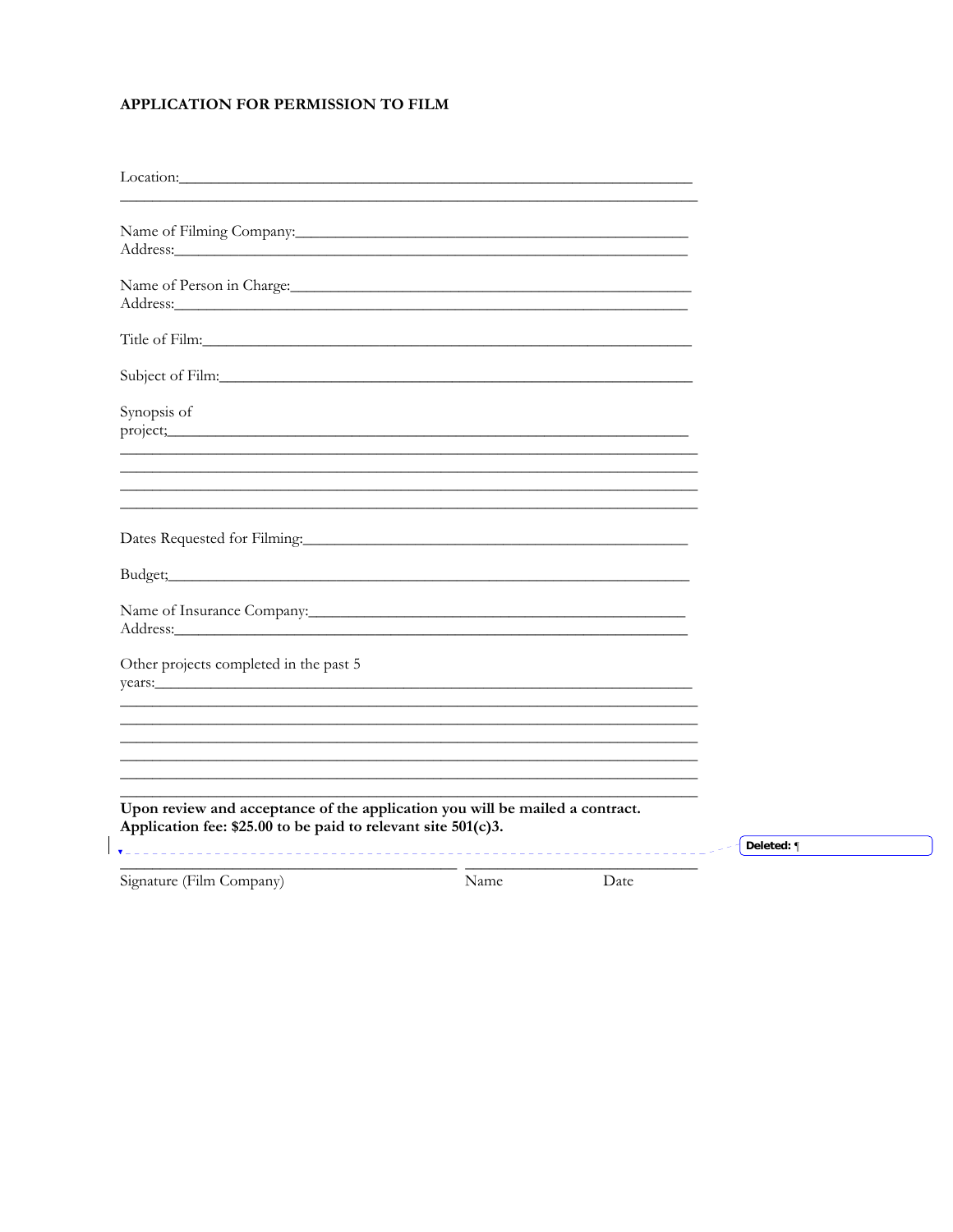**APPLICATION FOR PERMISSION TO FILM**

Location:_______________________________________________________________

_______________________________________________________________

Name of Filming Company:_______________________________________________

Address:_______________________________________________________________

Name of Person in Charge:_______________________________________________

Address:_______________________________________________________________

Title of Film:_______________________________________________________________

Subject of Film:_______________________________________________________________

Synopsis of project;_______________________________________________________________

_______________________________________________________________

_______________________________________________________________

_______________________________________________________________

_______________________________________________________________

Dates Requested for Filming:_______________________________________________

Budget;_______________________________________________________________

Name of Insurance Company:_______________________________________________

Address:_______________________________________________________________

Other projects completed in the past 5 years:_______________________________________________________________

_______________________________________________________________

_______________________________________________________________

_______________________________________________________________

_______________________________________________________________

_______________________________________________________________

_______________________________________________________________

**Upon review and acceptance of the application you will be mailed a contract.**
**Application fee: $25.00 to be paid to relevant site 501(c)3.**

Deleted: ¶

_______________________________________ _______________________________

Signature (Film Company)                Name                Date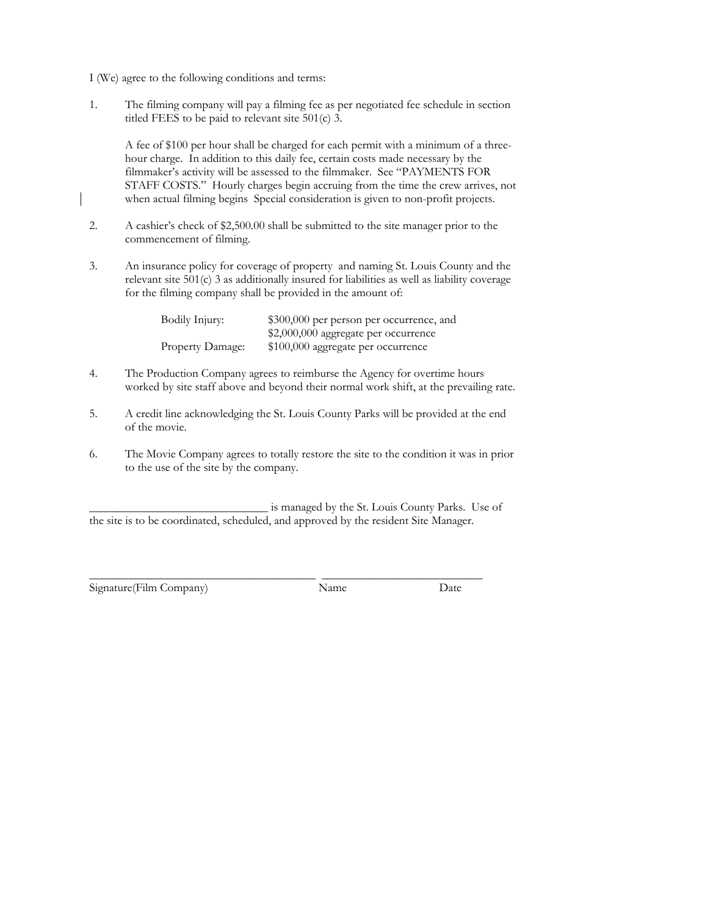I (We) agree to the following conditions and terms:

1. The filming company will pay a filming fee as per negotiated fee schedule in section titled FEES to be paid to relevant site 501(c) 3.

   A fee of $100 per hour shall be charged for each permit with a minimum of a three-hour charge. In addition to this daily fee, certain costs made necessary by the filmmaker's activity will be assessed to the filmmaker. See "PAYMENTS FOR STAFF COSTS." Hourly charges begin accruing from the time the crew arrives, not when actual filming begins Special consideration is given to non-profit projects.

2. A cashier's check of $2,500.00 shall be submitted to the site manager prior to the commencement of filming.

3. An insurance policy for coverage of property and naming St. Louis County and the relevant site 501(c) 3 as additionally insured for liabilities as well as liability coverage for the filming company shall be provided in the amount of:

| | |
|---|---|
| Bodily Injury: | $300,000 per person per occurrence, and $2,000,000 aggregate per occurrence |
| Property Damage: | $100,000 aggregate per occurrence |

4. The Production Company agrees to reimburse the Agency for overtime hours worked by site staff above and beyond their normal work shift, at the prevailing rate.

5. A credit line acknowledging the St. Louis County Parks will be provided at the end of the movie.

6. The Movie Company agrees to totally restore the site to the condition it was in prior to the use of the site by the company.

______________________________ is managed by the St. Louis County Parks. Use of the site is to be coordinated, scheduled, and approved by the resident Site Manager.

______________________________________ ___________________________

Signature(Film Company) Name Date